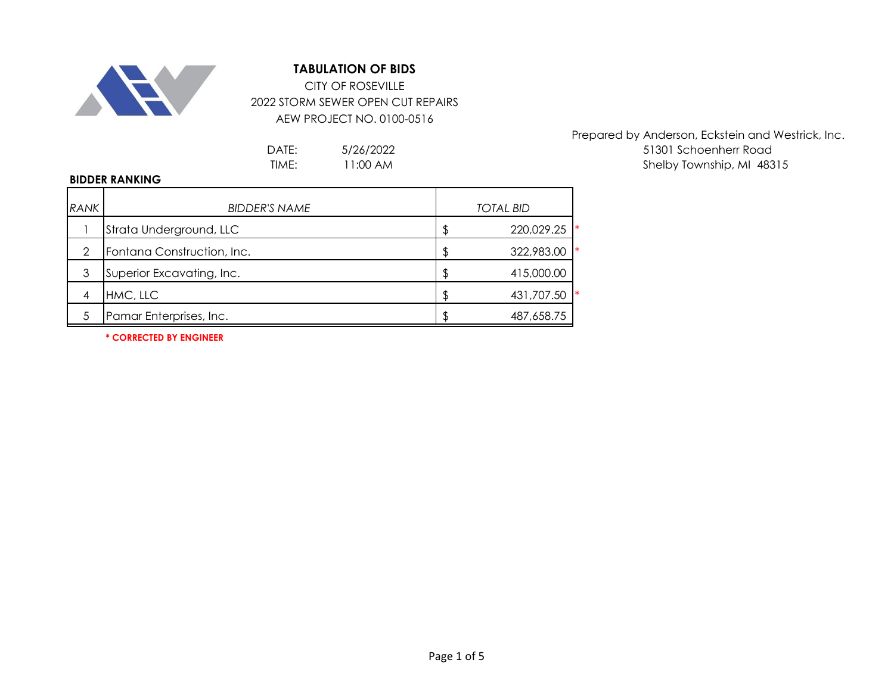# TABULATION OF BIDS

CITY OF ROSEVILLE
2022 STORM SEWER OPEN CUT REPAIRS
AEW PROJECT NO. 0100-0516

Prepared by Anderson, Eckstein and Westrick, Inc.
51301 Schoenherr Road
Shelby Township, MI 48315

DATE: 5/26/2022
TIME: 11:00 AM

**BIDDER RANKING**

| *RANK* | *BIDDER'S NAME* | *TOTAL BID* | |
|---|---|---|---|
| 1 | Strata Underground, LLC | $ 220,029.25 | * |
| 2 | Fontana Construction, Inc. | $ 322,983.00 | * |
| 3 | Superior Excavating, Inc. | $ 415,000.00 | |
| 4 | HMC, LLC | $ 431,707.50 | * |
| 5 | Pamar Enterprises, Inc. | $ 487,658.75 | |

**\* CORRECTED BY ENGINEER**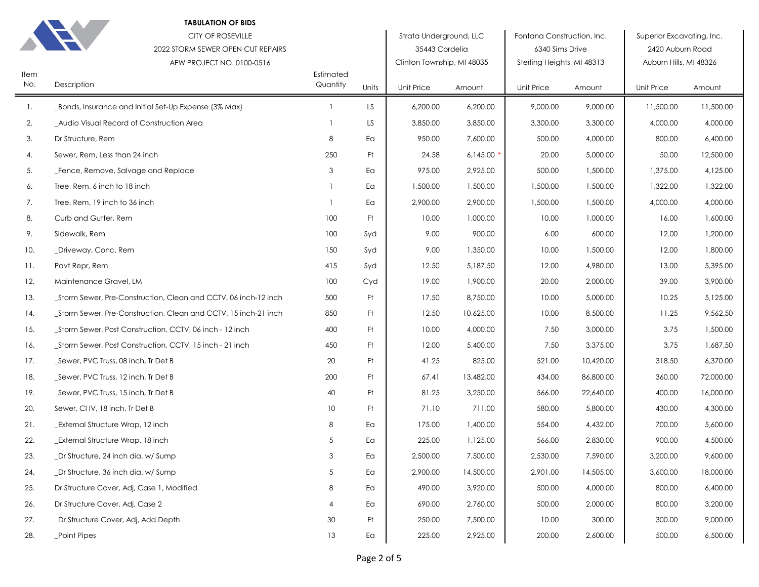**TABULATION OF BIDS**

CITY OF ROSEVILLE
2022 STORM SEWER OPEN CUT REPAIRS
AEW PROJECT NO. 0100-0516

| Item No. | Description | Estimated Quantity | Units | Strata Underground, LLC<br>35443 Cordelia<br>Clinton Township, MI 48035<br>Unit Price | Amount | Fontana Construction, Inc.<br>6340 Sims Drive<br>Sterling Heights, MI 48313<br>Unit Price | Amount | Superior Excavating, Inc.<br>2420 Auburn Road<br>Auburn Hills, MI 48326<br>Unit Price | Amount |
|---|---|---|---|---|---|---|---|---|---|
| 1. | _Bonds, Insurance and Initial Set-Up Expense (3% Max) | 1 | LS | 6,200.00 | 6,200.00 | 9,000.00 | 9,000.00 | 11,500.00 | 11,500.00 |
| 2. | _Audio Visual Record of Construction Area | 1 | LS | 3,850.00 | 3,850.00 | 3,300.00 | 3,300.00 | 4,000.00 | 4,000.00 |
| 3. | Dr Structure, Rem | 8 | Ea | 950.00 | 7,600.00 | 500.00 | 4,000.00 | 800.00 | 6,400.00 |
| 4. | Sewer, Rem, Less than 24 inch | 250 | Ft | 24.58 | 6,145.00 * | 20.00 | 5,000.00 | 50.00 | 12,500.00 |
| 5. | _Fence, Remove, Salvage and Replace | 3 | Ea | 975.00 | 2,925.00 | 500.00 | 1,500.00 | 1,375.00 | 4,125.00 |
| 6. | Tree, Rem, 6 inch to 18 inch | 1 | Ea | 1,500.00 | 1,500.00 | 1,500.00 | 1,500.00 | 1,322.00 | 1,322.00 |
| 7. | Tree, Rem, 19 inch to 36 inch | 1 | Ea | 2,900.00 | 2,900.00 | 1,500.00 | 1,500.00 | 4,000.00 | 4,000.00 |
| 8. | Curb and Gutter, Rem | 100 | Ft | 10.00 | 1,000.00 | 10.00 | 1,000.00 | 16.00 | 1,600.00 |
| 9. | Sidewalk, Rem | 100 | Syd | 9.00 | 900.00 | 6.00 | 600.00 | 12.00 | 1,200.00 |
| 10. | _Driveway, Conc, Rem | 150 | Syd | 9.00 | 1,350.00 | 10.00 | 1,500.00 | 12.00 | 1,800.00 |
| 11. | Pavt Repr, Rem | 415 | Syd | 12.50 | 5,187.50 | 12.00 | 4,980.00 | 13.00 | 5,395.00 |
| 12. | Maintenance Gravel, LM | 100 | Cyd | 19.00 | 1,900.00 | 20.00 | 2,000.00 | 39.00 | 3,900.00 |
| 13. | _Storm Sewer, Pre-Construction, Clean and CCTV, 06 inch-12 inch | 500 | Ft | 17.50 | 8,750.00 | 10.00 | 5,000.00 | 10.25 | 5,125.00 |
| 14. | _Storm Sewer, Pre-Construction, Clean and CCTV, 15 inch-21 inch | 850 | Ft | 12.50 | 10,625.00 | 10.00 | 8,500.00 | 11.25 | 9,562.50 |
| 15. | _Storm Sewer, Post Construction, CCTV, 06 inch - 12 inch | 400 | Ft | 10.00 | 4,000.00 | 7.50 | 3,000.00 | 3.75 | 1,500.00 |
| 16. | _Storm Sewer, Post Construction, CCTV, 15 inch - 21 inch | 450 | Ft | 12.00 | 5,400.00 | 7.50 | 3,375.00 | 3.75 | 1,687.50 |
| 17. | _Sewer, PVC Truss, 08 inch, Tr Det B | 20 | Ft | 41.25 | 825.00 | 521.00 | 10,420.00 | 318.50 | 6,370.00 |
| 18. | _Sewer, PVC Truss, 12 inch, Tr Det B | 200 | Ft | 67.41 | 13,482.00 | 434.00 | 86,800.00 | 360.00 | 72,000.00 |
| 19. | _Sewer, PVC Truss, 15 inch, Tr Det B | 40 | Ft | 81.25 | 3,250.00 | 566.00 | 22,640.00 | 400.00 | 16,000.00 |
| 20. | Sewer, Cl IV, 18 inch, Tr Det B | 10 | Ft | 71.10 | 711.00 | 580.00 | 5,800.00 | 430.00 | 4,300.00 |
| 21. | _External Structure Wrap, 12 inch | 8 | Ea | 175.00 | 1,400.00 | 554.00 | 4,432.00 | 700.00 | 5,600.00 |
| 22. | _External Structure Wrap, 18 inch | 5 | Ea | 225.00 | 1,125.00 | 566.00 | 2,830.00 | 900.00 | 4,500.00 |
| 23. | _Dr Structure, 24 inch dia. w/ Sump | 3 | Ea | 2,500.00 | 7,500.00 | 2,530.00 | 7,590.00 | 3,200.00 | 9,600.00 |
| 24. | _Dr Structure, 36 inch dia. w/ Sump | 5 | Ea | 2,900.00 | 14,500.00 | 2,901.00 | 14,505.00 | 3,600.00 | 18,000.00 |
| 25. | Dr Structure Cover, Adj, Case 1, Modified | 8 | Ea | 490.00 | 3,920.00 | 500.00 | 4,000.00 | 800.00 | 6,400.00 |
| 26. | Dr Structure Cover, Adj, Case 2 | 4 | Ea | 690.00 | 2,760.00 | 500.00 | 2,000.00 | 800.00 | 3,200.00 |
| 27. | _Dr Structure Cover, Adj, Add Depth | 30 | Ft | 250.00 | 7,500.00 | 10.00 | 300.00 | 300.00 | 9,000.00 |
| 28. | _Point Pipes | 13 | Ea | 225.00 | 2,925.00 | 200.00 | 2,600.00 | 500.00 | 6,500.00 |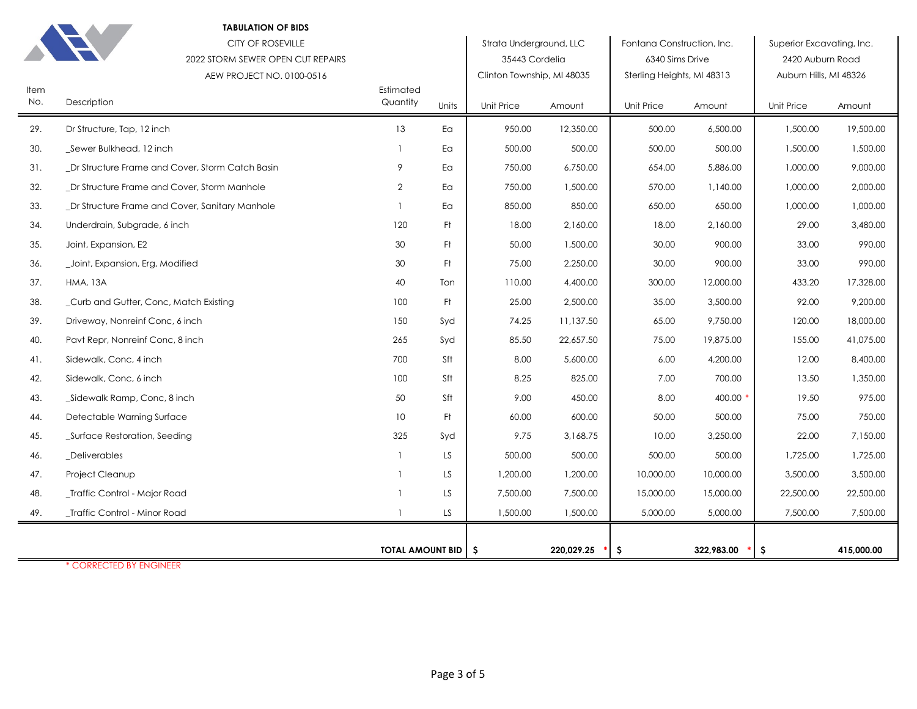**TABULATION OF BIDS**

CITY OF ROSEVILLE

2022 STORM SEWER OPEN CUT REPAIRS

AEW PROJECT NO. 0100-0516

| Item No. | Description | Estimated Quantity | Units | Strata Underground, LLC<br>35443 Cordelia<br>Clinton Township, MI 48035<br>Unit Price | Amount | Fontana Construction, Inc.<br>6340 Sims Drive<br>Sterling Heights, MI 48313<br>Unit Price | Amount | Superior Excavating, Inc.<br>2420 Auburn Road<br>Auburn Hills, MI 48326<br>Unit Price | Amount |
|---|---|---|---|---|---|---|---|---|---|
| 29. | Dr Structure, Tap, 12 inch | 13 | Ea | 950.00 | 12,350.00 | 500.00 | 6,500.00 | 1,500.00 | 19,500.00 |
| 30. | _Sewer Bulkhead, 12 inch | 1 | Ea | 500.00 | 500.00 | 500.00 | 500.00 | 1,500.00 | 1,500.00 |
| 31. | _Dr Structure Frame and Cover, Storm Catch Basin | 9 | Ea | 750.00 | 6,750.00 | 654.00 | 5,886.00 | 1,000.00 | 9,000.00 |
| 32. | _Dr Structure Frame and Cover, Storm Manhole | 2 | Ea | 750.00 | 1,500.00 | 570.00 | 1,140.00 | 1,000.00 | 2,000.00 |
| 33. | _Dr Structure Frame and Cover, Sanitary Manhole | 1 | Ea | 850.00 | 850.00 | 650.00 | 650.00 | 1,000.00 | 1,000.00 |
| 34. | Underdrain, Subgrade, 6 inch | 120 | Ft | 18.00 | 2,160.00 | 18.00 | 2,160.00 | 29.00 | 3,480.00 |
| 35. | Joint, Expansion, E2 | 30 | Ft | 50.00 | 1,500.00 | 30.00 | 900.00 | 33.00 | 990.00 |
| 36. | _Joint, Expansion, Erg, Modified | 30 | Ft | 75.00 | 2,250.00 | 30.00 | 900.00 | 33.00 | 990.00 |
| 37. | HMA, 13A | 40 | Ton | 110.00 | 4,400.00 | 300.00 | 12,000.00 | 433.20 | 17,328.00 |
| 38. | _Curb and Gutter, Conc, Match Existing | 100 | Ft | 25.00 | 2,500.00 | 35.00 | 3,500.00 | 92.00 | 9,200.00 |
| 39. | Driveway, Nonreinf Conc, 6 inch | 150 | Syd | 74.25 | 11,137.50 | 65.00 | 9,750.00 | 120.00 | 18,000.00 |
| 40. | Pavt Repr, Nonreinf Conc, 8 inch | 265 | Syd | 85.50 | 22,657.50 | 75.00 | 19,875.00 | 155.00 | 41,075.00 |
| 41. | Sidewalk, Conc, 4 inch | 700 | Sft | 8.00 | 5,600.00 | 6.00 | 4,200.00 | 12.00 | 8,400.00 |
| 42. | Sidewalk, Conc, 6 inch | 100 | Sft | 8.25 | 825.00 | 7.00 | 700.00 | 13.50 | 1,350.00 |
| 43. | _Sidewalk Ramp, Conc, 8 inch | 50 | Sft | 9.00 | 450.00 | 8.00 | 400.00 * | 19.50 | 975.00 |
| 44. | Detectable Warning Surface | 10 | Ft | 60.00 | 600.00 | 50.00 | 500.00 | 75.00 | 750.00 |
| 45. | _Surface Restoration, Seeding | 325 | Syd | 9.75 | 3,168.75 | 10.00 | 3,250.00 | 22.00 | 7,150.00 |
| 46. | _Deliverables | 1 | LS | 500.00 | 500.00 | 500.00 | 500.00 | 1,725.00 | 1,725.00 |
| 47. | Project Cleanup | 1 | LS | 1,200.00 | 1,200.00 | 10,000.00 | 10,000.00 | 3,500.00 | 3,500.00 |
| 48. | _Traffic Control - Major Road | 1 | LS | 7,500.00 | 7,500.00 | 15,000.00 | 15,000.00 | 22,500.00 | 22,500.00 |
| 49. | _Traffic Control - Minor Road | 1 | LS | 1,500.00 | 1,500.00 | 5,000.00 | 5,000.00 | 7,500.00 | 7,500.00 |
| | **TOTAL AMOUNT BID** | | | **$** | **220,029.25** * | **$** | **322,983.00** * | **$** | **415,000.00** |

\* CORRECTED BY ENGINEER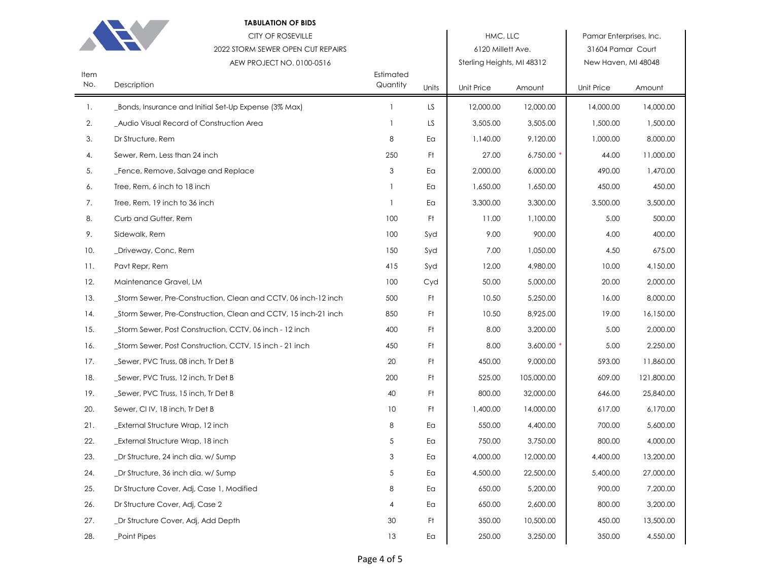**TABULATION OF BIDS**

CITY OF ROSEVILLE

2022 STORM SEWER OPEN CUT REPAIRS

AEW PROJECT NO. 0100-0516

| Item No. | Description | Estimated Quantity | Units | HMC, LLC<br>6120 Millett Ave.<br>Sterling Heights, MI 48312<br>Unit Price | Amount | Pamar Enterprises, Inc.<br>31604 Pamar Court<br>New Haven, MI 48048<br>Unit Price | Amount |
|---|---|---|---|---|---|---|---|
| 1. | _Bonds, Insurance and Initial Set-Up Expense (3% Max) | 1 | LS | 12,000.00 | 12,000.00 | 14,000.00 | 14,000.00 |
| 2. | _Audio Visual Record of Construction Area | 1 | LS | 3,505.00 | 3,505.00 | 1,500.00 | 1,500.00 |
| 3. | Dr Structure, Rem | 8 | Ea | 1,140.00 | 9,120.00 | 1,000.00 | 8,000.00 |
| 4. | Sewer, Rem, Less than 24 inch | 250 | Ft | 27.00 | 6,750.00 * | 44.00 | 11,000.00 |
| 5. | _Fence, Remove, Salvage and Replace | 3 | Ea | 2,000.00 | 6,000.00 | 490.00 | 1,470.00 |
| 6. | Tree, Rem, 6 inch to 18 inch | 1 | Ea | 1,650.00 | 1,650.00 | 450.00 | 450.00 |
| 7. | Tree, Rem, 19 inch to 36 inch | 1 | Ea | 3,300.00 | 3,300.00 | 3,500.00 | 3,500.00 |
| 8. | Curb and Gutter, Rem | 100 | Ft | 11.00 | 1,100.00 | 5.00 | 500.00 |
| 9. | Sidewalk, Rem | 100 | Syd | 9.00 | 900.00 | 4.00 | 400.00 |
| 10. | _Driveway, Conc, Rem | 150 | Syd | 7.00 | 1,050.00 | 4.50 | 675.00 |
| 11. | Pavt Repr, Rem | 415 | Syd | 12.00 | 4,980.00 | 10.00 | 4,150.00 |
| 12. | Maintenance Gravel, LM | 100 | Cyd | 50.00 | 5,000.00 | 20.00 | 2,000.00 |
| 13. | _Storm Sewer, Pre-Construction, Clean and CCTV, 06 inch-12 inch | 500 | Ft | 10.50 | 5,250.00 | 16.00 | 8,000.00 |
| 14. | _Storm Sewer, Pre-Construction, Clean and CCTV, 15 inch-21 inch | 850 | Ft | 10.50 | 8,925.00 | 19.00 | 16,150.00 |
| 15. | _Storm Sewer, Post Construction, CCTV, 06 inch - 12 inch | 400 | Ft | 8.00 | 3,200.00 | 5.00 | 2,000.00 |
| 16. | _Storm Sewer, Post Construction, CCTV, 15 inch - 21 inch | 450 | Ft | 8.00 | 3,600.00 * | 5.00 | 2,250.00 |
| 17. | _Sewer, PVC Truss, 08 inch, Tr Det B | 20 | Ft | 450.00 | 9,000.00 | 593.00 | 11,860.00 |
| 18. | _Sewer, PVC Truss, 12 inch, Tr Det B | 200 | Ft | 525.00 | 105,000.00 | 609.00 | 121,800.00 |
| 19. | _Sewer, PVC Truss, 15 inch, Tr Det B | 40 | Ft | 800.00 | 32,000.00 | 646.00 | 25,840.00 |
| 20. | Sewer, Cl IV, 18 inch, Tr Det B | 10 | Ft | 1,400.00 | 14,000.00 | 617.00 | 6,170.00 |
| 21. | _External Structure Wrap, 12 inch | 8 | Ea | 550.00 | 4,400.00 | 700.00 | 5,600.00 |
| 22. | _External Structure Wrap, 18 inch | 5 | Ea | 750.00 | 3,750.00 | 800.00 | 4,000.00 |
| 23. | _Dr Structure, 24 inch dia. w/ Sump | 3 | Ea | 4,000.00 | 12,000.00 | 4,400.00 | 13,200.00 |
| 24. | _Dr Structure, 36 inch dia. w/ Sump | 5 | Ea | 4,500.00 | 22,500.00 | 5,400.00 | 27,000.00 |
| 25. | Dr Structure Cover, Adj, Case 1, Modified | 8 | Ea | 650.00 | 5,200.00 | 900.00 | 7,200.00 |
| 26. | Dr Structure Cover, Adj, Case 2 | 4 | Ea | 650.00 | 2,600.00 | 800.00 | 3,200.00 |
| 27. | _Dr Structure Cover, Adj, Add Depth | 30 | Ft | 350.00 | 10,500.00 | 450.00 | 13,500.00 |
| 28. | _Point Pipes | 13 | Ea | 250.00 | 3,250.00 | 350.00 | 4,550.00 |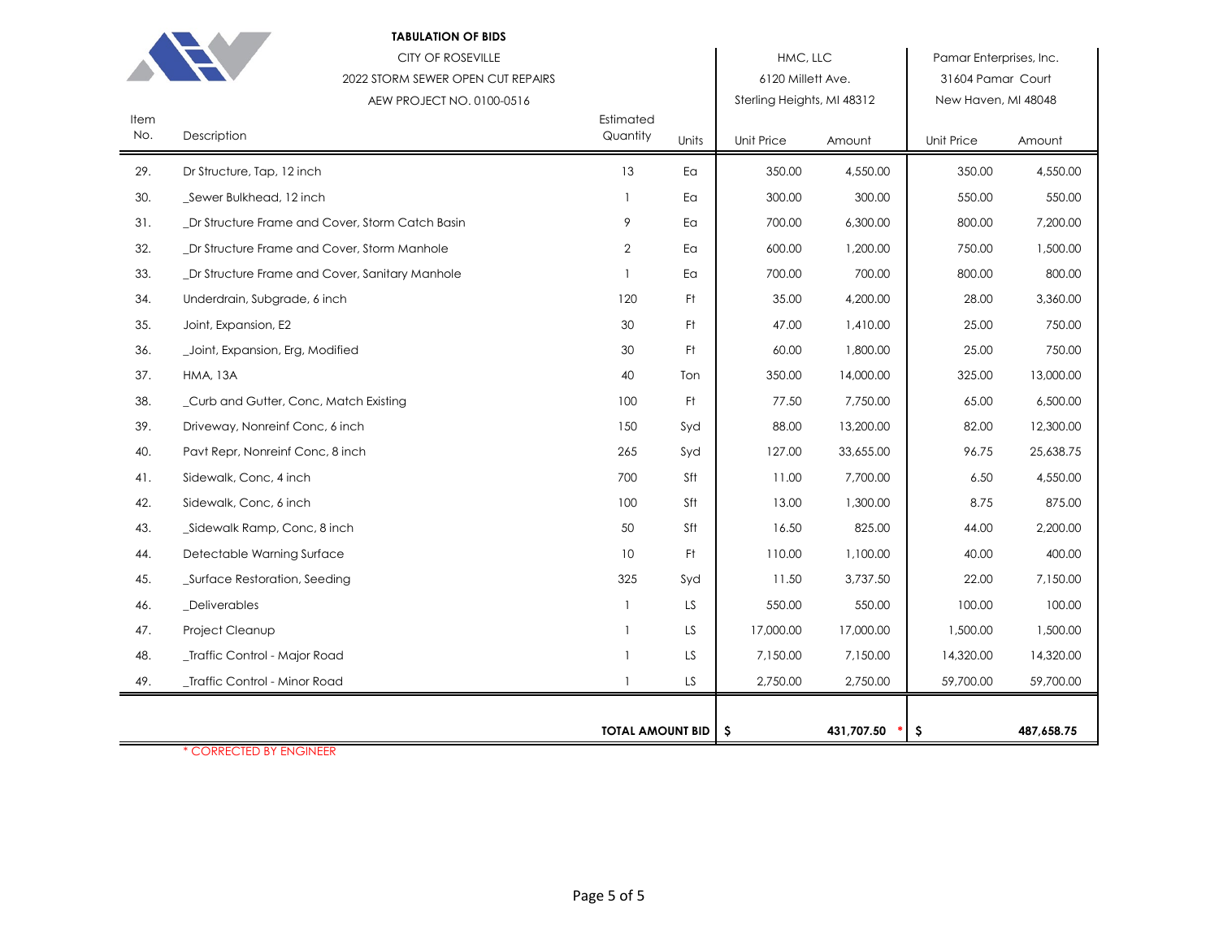**TABULATION OF BIDS**

CITY OF ROSEVILLE

2022 STORM SEWER OPEN CUT REPAIRS

AEW PROJECT NO. 0100-0516

| Item No. | Description | Estimated Quantity | Units | HMC, LLC<br>6120 Millett Ave.<br>Sterling Heights, MI 48312<br>Unit Price | Amount | Pamar Enterprises, Inc.<br>31604 Pamar Court<br>New Haven, MI 48048<br>Unit Price | Amount |
|---|---|---|---|---|---|---|---|
| 29. | Dr Structure, Tap, 12 inch | 13 | Ea | 350.00 | 4,550.00 | 350.00 | 4,550.00 |
| 30. | _Sewer Bulkhead, 12 inch | 1 | Ea | 300.00 | 300.00 | 550.00 | 550.00 |
| 31. | _Dr Structure Frame and Cover, Storm Catch Basin | 9 | Ea | 700.00 | 6,300.00 | 800.00 | 7,200.00 |
| 32. | _Dr Structure Frame and Cover, Storm Manhole | 2 | Ea | 600.00 | 1,200.00 | 750.00 | 1,500.00 |
| 33. | _Dr Structure Frame and Cover, Sanitary Manhole | 1 | Ea | 700.00 | 700.00 | 800.00 | 800.00 |
| 34. | Underdrain, Subgrade, 6 inch | 120 | Ft | 35.00 | 4,200.00 | 28.00 | 3,360.00 |
| 35. | Joint, Expansion, E2 | 30 | Ft | 47.00 | 1,410.00 | 25.00 | 750.00 |
| 36. | _Joint, Expansion, Erg, Modified | 30 | Ft | 60.00 | 1,800.00 | 25.00 | 750.00 |
| 37. | HMA, 13A | 40 | Ton | 350.00 | 14,000.00 | 325.00 | 13,000.00 |
| 38. | _Curb and Gutter, Conc, Match Existing | 100 | Ft | 77.50 | 7,750.00 | 65.00 | 6,500.00 |
| 39. | Driveway, Nonreinf Conc, 6 inch | 150 | Syd | 88.00 | 13,200.00 | 82.00 | 12,300.00 |
| 40. | Pavt Repr, Nonreinf Conc, 8 inch | 265 | Syd | 127.00 | 33,655.00 | 96.75 | 25,638.75 |
| 41. | Sidewalk, Conc, 4 inch | 700 | Sft | 11.00 | 7,700.00 | 6.50 | 4,550.00 |
| 42. | Sidewalk, Conc, 6 inch | 100 | Sft | 13.00 | 1,300.00 | 8.75 | 875.00 |
| 43. | _Sidewalk Ramp, Conc, 8 inch | 50 | Sft | 16.50 | 825.00 | 44.00 | 2,200.00 |
| 44. | Detectable Warning Surface | 10 | Ft | 110.00 | 1,100.00 | 40.00 | 400.00 |
| 45. | _Surface Restoration, Seeding | 325 | Syd | 11.50 | 3,737.50 | 22.00 | 7,150.00 |
| 46. | _Deliverables | 1 | LS | 550.00 | 550.00 | 100.00 | 100.00 |
| 47. | Project Cleanup | 1 | LS | 17,000.00 | 17,000.00 | 1,500.00 | 1,500.00 |
| 48. | _Traffic Control - Major Road | 1 | LS | 7,150.00 | 7,150.00 | 14,320.00 | 14,320.00 |
| 49. | _Traffic Control - Minor Road | 1 | LS | 2,750.00 | 2,750.00 | 59,700.00 | 59,700.00 |
| | **TOTAL AMOUNT BID** | | | $ | **431,707.50** * | $ | **487,658.75** |

\* CORRECTED BY ENGINEER